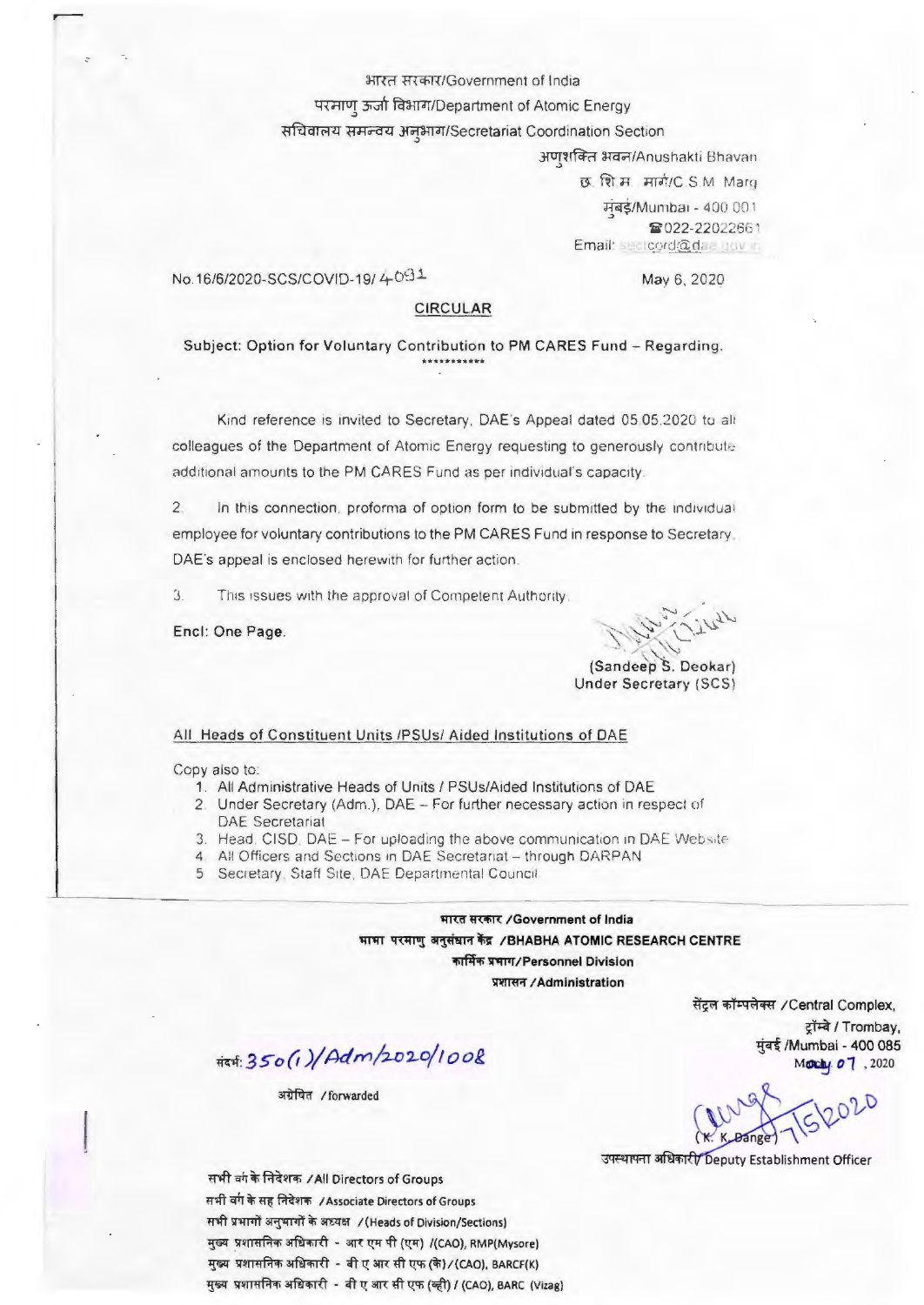भारत सरकार/Government of India

परमाणु ऊर्जा विभाग/Department of Atomic Energy

सचिवालय समन्वय अनुभाग/Secretariat Coordination Section

अणुशक्ति भवन/Anushakti Bhavan
छ. शि म मार्ग/C.S.M. Marg
मुंबई/Mumbai - 400 001
☎022-22022661
Email: secrcord@dae.gov.in

No.16/6/2020-SCS/COVID-19/ 4091

May 6, 2020

**CIRCULAR**

**Subject: Option for Voluntary Contribution to PM CARES Fund – Regarding.**

\*\*\*\*\*\*\*\*\*\*\*

Kind reference is invited to Secretary, DAE's Appeal dated 05.05.2020 to all colleagues of the Department of Atomic Energy requesting to generously contribute additional amounts to the PM CARES Fund as per individual's capacity.

2. In this connection, proforma of option form to be submitted by the individual employee for voluntary contributions to the PM CARES Fund in response to Secretary, DAE's appeal is enclosed herewith for further action.

3. This issues with the approval of Competent Authority.

**Encl: One Page.**

(Sandeep S. Deokar)
Under Secretary (SCS)

All Heads of Constituent Units /PSUs/ Aided Institutions of DAE

Copy also to:

1. All Administrative Heads of Units / PSUs/Aided Institutions of DAE
2. Under Secretary (Adm.), DAE – For further necessary action in respect of DAE Secretariat
3. Head, CISD, DAE – For uploading the above communication in DAE Website
4. All Officers and Sections in DAE Secretariat – through DARPAN
5. Secretary, Staff Site, DAE Departmental Council

---

**भारत सरकार /Government of India**

**भाभा परमाणु अनुसंधान केंद्र /BHABHA ATOMIC RESEARCH CENTRE**

**कार्मिक प्रभाग/Personnel Division**

**प्रशासन /Administration**

सेंट्रल कॉम्पलेक्स /Central Complex,
ट्रॉम्बे / Trombay,
मुंबई /Mumbai - 400 085
May 07, 2020

संदर्भ: 350(1)/Adm/2020/1008

अग्रेषित / forwarded

(K. K. Dange) 7/5/2020
उपस्थापना अधिकारी/ Deputy Establishment Officer

सभी वर्ग के निदेशक / All Directors of Groups

सभी वर्ग के सह निदेशक / Associate Directors of Groups

सभी प्रभागों अनुभागों के अध्यक्ष / (Heads of Division/Sections)

मुख्य प्रशासनिक अधिकारी - आर एम पी (एम) /(CAO), RMP(Mysore)

मुख्य प्रशासनिक अधिकारी - बी ए आर सी एफ (के) /(CAO), BARCF(K)

मुख्य प्रशासनिक अधिकारी - बी ए आर सी एफ (व्ही) / (CAO), BARC (Vizag)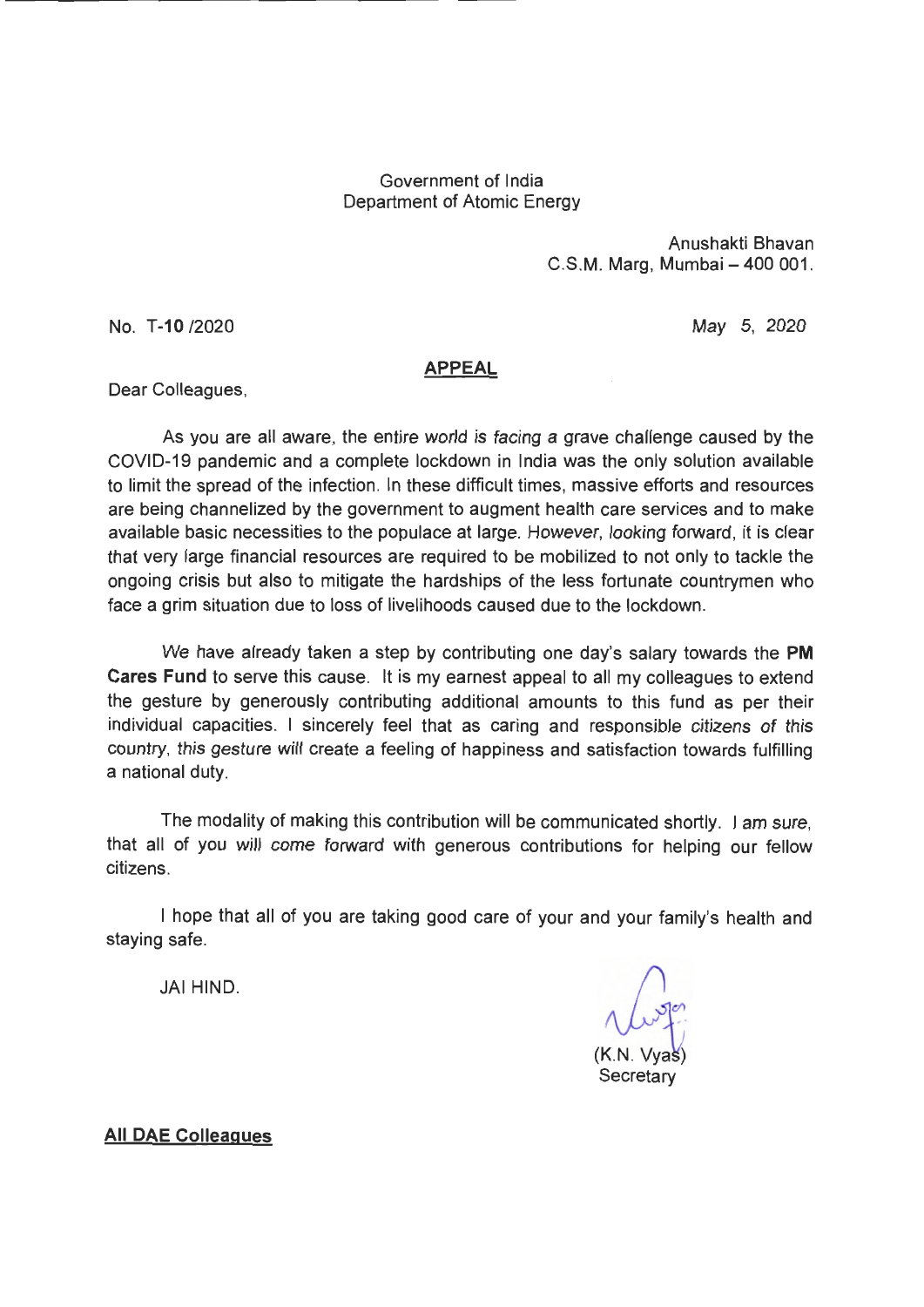Government of India
Department of Atomic Energy

Anushakti Bhavan
C.S.M. Marg, Mumbai – 400 001.

No. T-**10** /2020

May 5, 2020

## APPEAL

Dear Colleagues,

As you are all aware, the entire world is facing a grave challenge caused by the COVID-19 pandemic and a complete lockdown in India was the only solution available to limit the spread of the infection. In these difficult times, massive efforts and resources are being channelized by the government to augment health care services and to make available basic necessities to the populace at large. However, looking forward, it is clear that very large financial resources are required to be mobilized to not only to tackle the ongoing crisis but also to mitigate the hardships of the less fortunate countrymen who face a grim situation due to loss of livelihoods caused due to the lockdown.

We have already taken a step by contributing one day's salary towards the **PM Cares Fund** to serve this cause. It is my earnest appeal to all my colleagues to extend the gesture by generously contributing additional amounts to this fund as per their individual capacities. I sincerely feel that as caring and responsible citizens of this country, this gesture will create a feeling of happiness and satisfaction towards fulfilling a national duty.

The modality of making this contribution will be communicated shortly. I am sure, that all of you will come forward with generous contributions for helping our fellow citizens.

I hope that all of you are taking good care of your and your family's health and staying safe.

JAI HIND.

(K.N. Vyas)
Secretary

**All DAE Colleagues**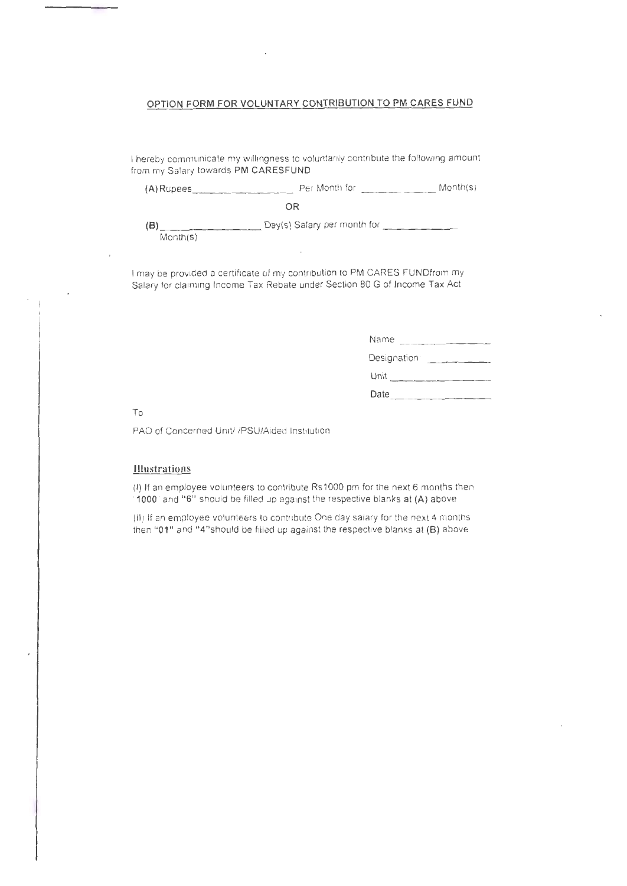## OPTION FORM FOR VOLUNTARY CONTRIBUTION TO PM CARES FUND

I hereby communicate my willingness to voluntarily contribute the following amount from my Salary towards PM CARESFUND

(A) Rupees________________ Per Month for ____________ Month(s)

OR

(B)________________ Day(s) Salary per month for ____________ Month(s)

I may be provided a certificate of my contribution to PM CARES FUNDfrom my Salary for claiming Income Tax Rebate under Section 80 G of Income Tax Act

Name ______________

Designation ____________

Unit ______________

Date ______________

To

PAO of Concerned Unit/ /PSU/Aided Institution

**Illustrations**

(I) If an employee volunteers to contribute Rs1000 pm for the next 6 months then "1000" and "6" should be filled up against the respective blanks at (A) above

(II) If an employee volunteers to contribute One day salary for the next 4 months then "01" and "4"should be filled up against the respective blanks at (B) above